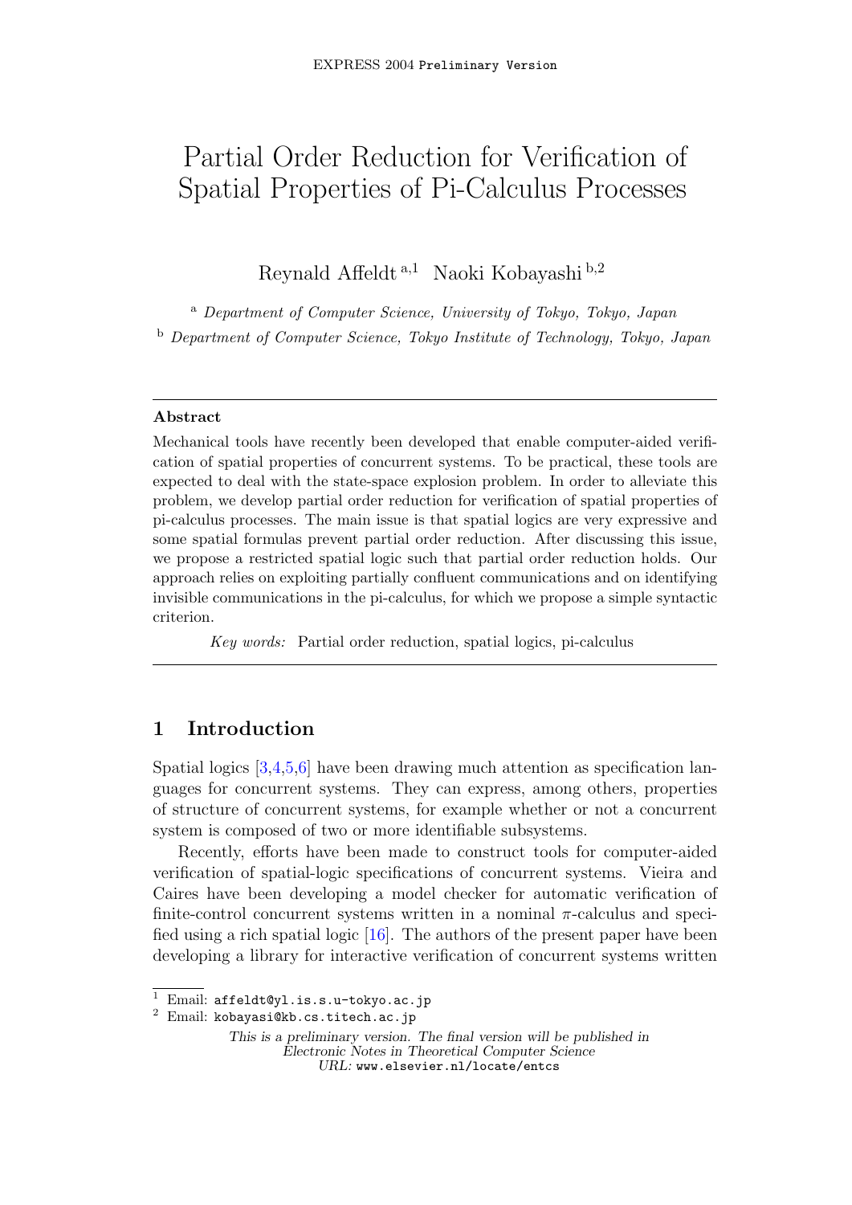# Partial Order Reduction for Verification of Spatial Properties of Pi-Calculus Processes

Reynald Affeldt [a,1] Naoki Kobayashi [b,2]

[a] *Department of Computer Science, University of Tokyo, Tokyo, Japan*

[b] *Department of Computer Science, Tokyo Institute of Technology, Tokyo, Japan*

---

**Abstract**

Mechanical tools have recently been developed that enable computer-aided verification of spatial properties of concurrent systems. To be practical, these tools are expected to deal with the state-space explosion problem. In order to alleviate this problem, we develop partial order reduction for verification of spatial properties of pi-calculus processes. The main issue is that spatial logics are very expressive and some spatial formulas prevent partial order reduction. After discussing this issue, we propose a restricted spatial logic such that partial order reduction holds. Our approach relies on exploiting partially confluent communications and on identifying invisible communications in the pi-calculus, for which we propose a simple syntactic criterion.

*Key words:* Partial order reduction, spatial logics, pi-calculus

---

## 1 Introduction

Spatial logics [3,4,5,6] have been drawing much attention as specification languages for concurrent systems. They can express, among others, properties of structure of concurrent systems, for example whether or not a concurrent system is composed of two or more identifiable subsystems.

Recently, efforts have been made to construct tools for computer-aided verification of spatial-logic specifications of concurrent systems. Vieira and Caires have been developing a model checker for automatic verification of finite-control concurrent systems written in a nominal $\pi$-calculus and specified using a rich spatial logic [16]. The authors of the present paper have been developing a library for interactive verification of concurrent systems written

[1] Email: `affeldt@yl.is.s.u-tokyo.ac.jp`

[2] Email: `kobayasi@kb.cs.titech.ac.jp`

*This is a preliminary version. The final version will be published in Electronic Notes in Theoretical Computer Science*
*URL:* `www.elsevier.nl/locate/entcs`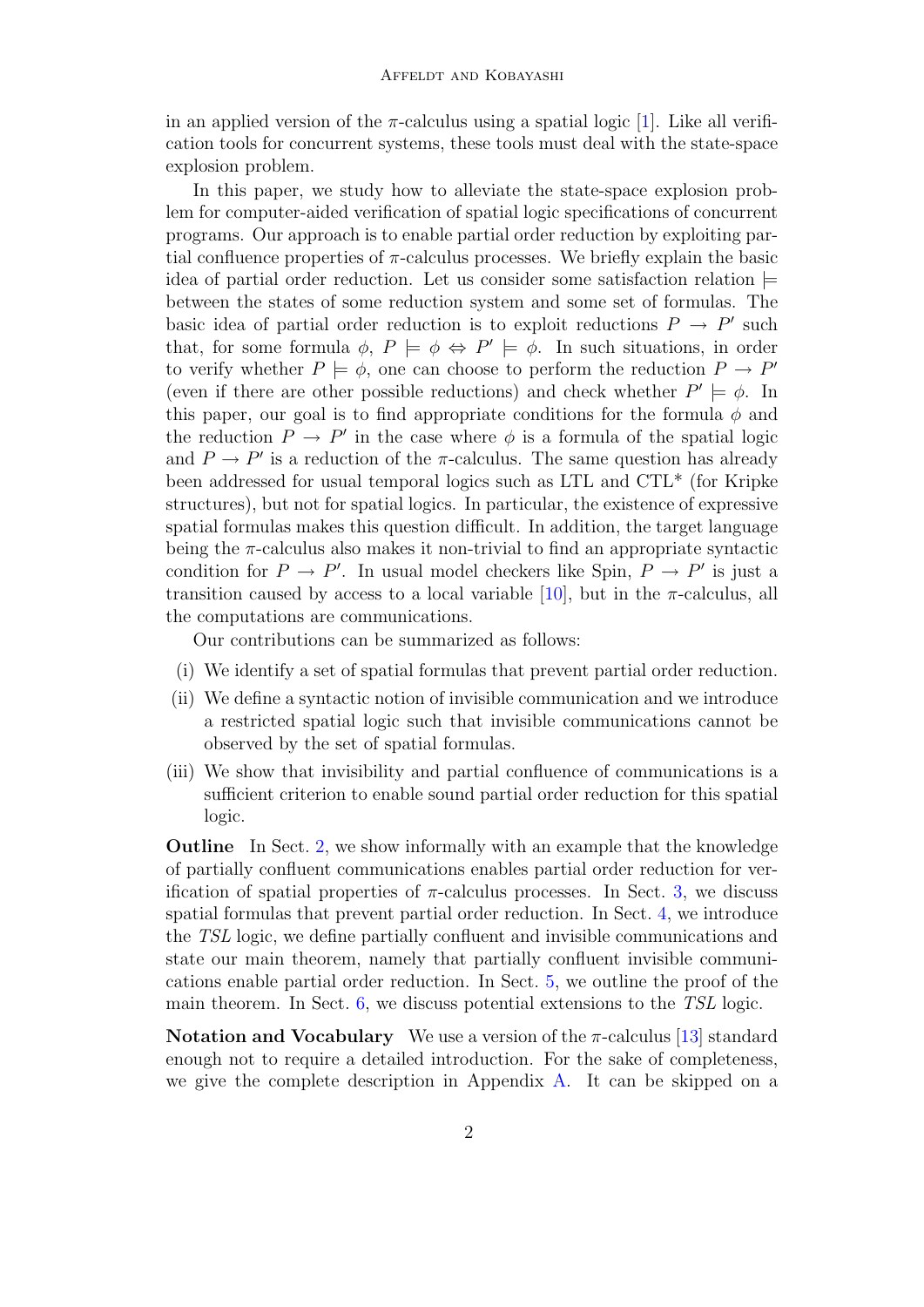in an applied version of the $\pi$-calculus using a spatial logic [1]. Like all verification tools for concurrent systems, these tools must deal with the state-space explosion problem.

In this paper, we study how to alleviate the state-space explosion problem for computer-aided verification of spatial logic specifications of concurrent programs. Our approach is to enable partial order reduction by exploiting partial confluence properties of $\pi$-calculus processes. We briefly explain the basic idea of partial order reduction. Let us consider some satisfaction relation $\models$ between the states of some reduction system and some set of formulas. The basic idea of partial order reduction is to exploit reductions $P \to P'$ such that, for some formula $\phi$, $P \models \phi \Leftrightarrow P' \models \phi$. In such situations, in order to verify whether $P \models \phi$, one can choose to perform the reduction $P \to P'$ (even if there are other possible reductions) and check whether $P' \models \phi$. In this paper, our goal is to find appropriate conditions for the formula $\phi$ and the reduction $P \to P'$ in the case where $\phi$ is a formula of the spatial logic and $P \to P'$ is a reduction of the $\pi$-calculus. The same question has already been addressed for usual temporal logics such as LTL and CTL* (for Kripke structures), but not for spatial logics. In particular, the existence of expressive spatial formulas makes this question difficult. In addition, the target language being the $\pi$-calculus also makes it non-trivial to find an appropriate syntactic condition for $P \to P'$. In usual model checkers like Spin, $P \to P'$ is just a transition caused by access to a local variable [10], but in the $\pi$-calculus, all the computations are communications.

Our contributions can be summarized as follows:

(i) We identify a set of spatial formulas that prevent partial order reduction.

(ii) We define a syntactic notion of invisible communication and we introduce a restricted spatial logic such that invisible communications cannot be observed by the set of spatial formulas.

(iii) We show that invisibility and partial confluence of communications is a sufficient criterion to enable sound partial order reduction for this spatial logic.

**Outline** In Sect. 2, we show informally with an example that the knowledge of partially confluent communications enables partial order reduction for verification of spatial properties of $\pi$-calculus processes. In Sect. 3, we discuss spatial formulas that prevent partial order reduction. In Sect. 4, we introduce the *TSL* logic, we define partially confluent and invisible communications and state our main theorem, namely that partially confluent invisible communications enable partial order reduction. In Sect. 5, we outline the proof of the main theorem. In Sect. 6, we discuss potential extensions to the *TSL* logic.

**Notation and Vocabulary** We use a version of the $\pi$-calculus [13] standard enough not to require a detailed introduction. For the sake of completeness, we give the complete description in Appendix A. It can be skipped on a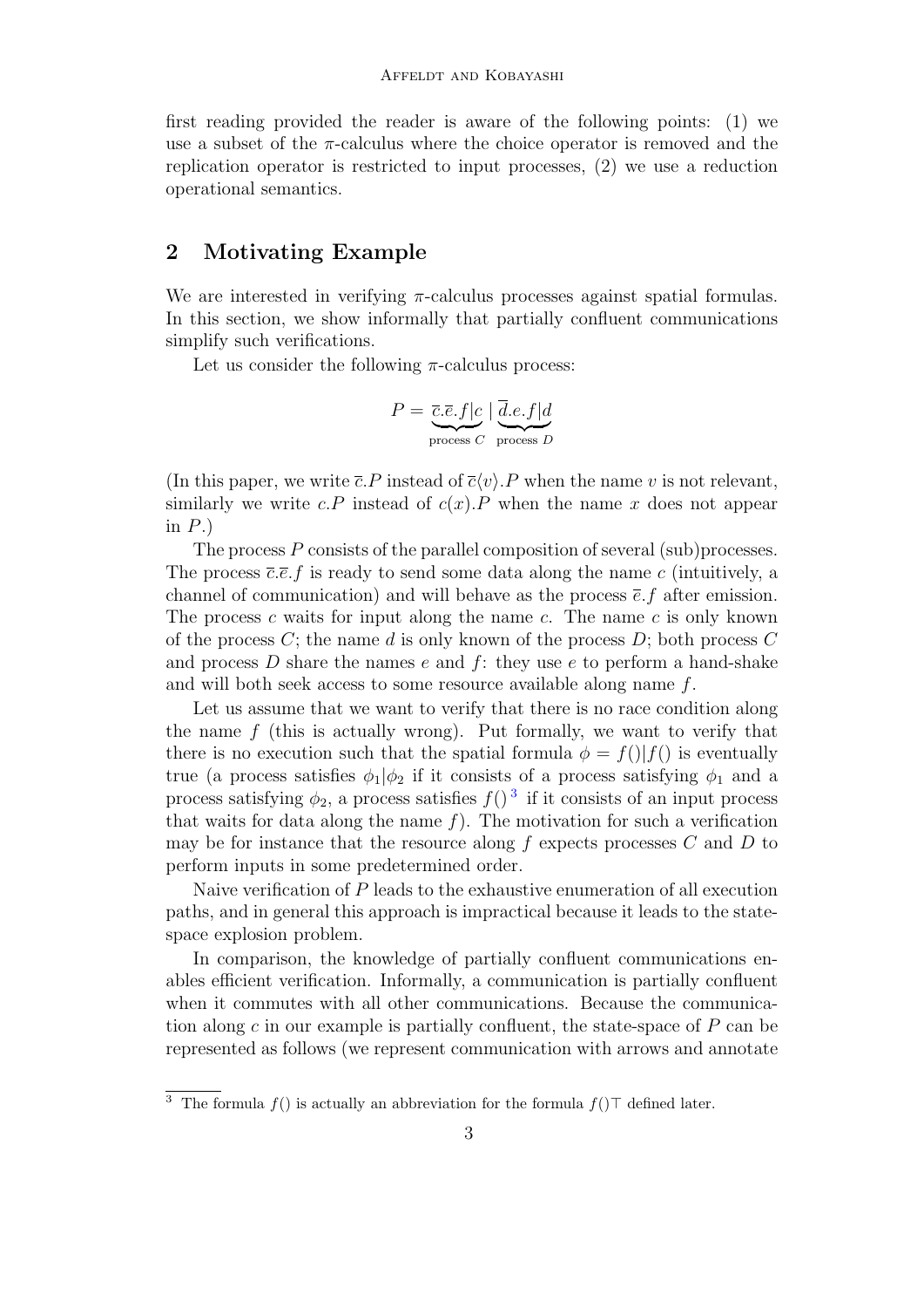first reading provided the reader is aware of the following points: (1) we use a subset of the $\pi$-calculus where the choice operator is removed and the replication operator is restricted to input processes, (2) we use a reduction operational semantics.

## 2 Motivating Example

We are interested in verifying $\pi$-calculus processes against spatial formulas. In this section, we show informally that partially confluent communications simplify such verifications.

Let us consider the following $\pi$-calculus process:

$$P = \underbrace{\overline{c}.\overline{e}.f|c}_{\text{process } C} \mid \underbrace{\overline{d}.e.f|d}_{\text{process } D}$$

(In this paper, we write $\overline{c}.P$ instead of $\overline{c}\langle v\rangle.P$ when the name $v$ is not relevant, similarly we write $c.P$ instead of $c(x).P$ when the name $x$ does not appear in $P$.)

The process $P$ consists of the parallel composition of several (sub)processes. The process $\overline{c}.\overline{e}.f$ is ready to send some data along the name $c$ (intuitively, a channel of communication) and will behave as the process $\overline{e}.f$ after emission. The process $c$ waits for input along the name $c$. The name $c$ is only known of the process $C$; the name $d$ is only known of the process $D$; both process $C$ and process $D$ share the names $e$ and $f$: they use $e$ to perform a hand-shake and will both seek access to some resource available along name $f$.

Let us assume that we want to verify that there is no race condition along the name $f$ (this is actually wrong). Put formally, we want to verify that there is no execution such that the spatial formula $\phi = f()|f()$ is eventually true (a process satisfies $\phi_1|\phi_2$ if it consists of a process satisfying $\phi_1$ and a process satisfying $\phi_2$, a process satisfies $f()$ [3] if it consists of an input process that waits for data along the name $f$). The motivation for such a verification may be for instance that the resource along $f$ expects processes $C$ and $D$ to perform inputs in some predetermined order.

Naive verification of $P$ leads to the exhaustive enumeration of all execution paths, and in general this approach is impractical because it leads to the state-space explosion problem.

In comparison, the knowledge of partially confluent communications enables efficient verification. Informally, a communication is partially confluent when it commutes with all other communications. Because the communication along $c$ in our example is partially confluent, the state-space of $P$ can be represented as follows (we represent communication with arrows and annotate

[3] The formula $f()$ is actually an abbreviation for the formula $f()\top$ defined later.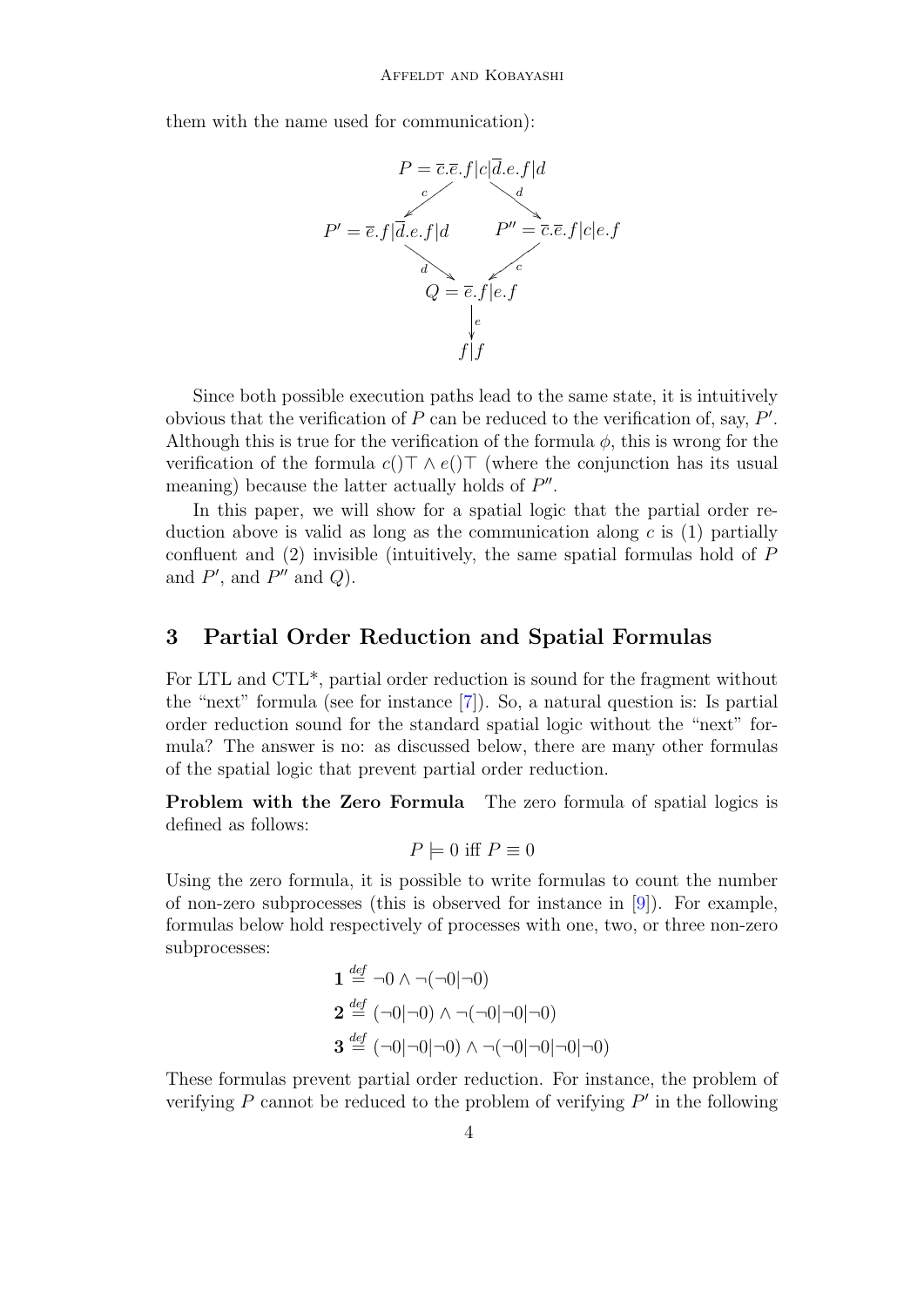them with the name used for communication):

$$
\begin{array}{ccc}
 & P = \overline{c}.\overline{e}.f|c|\overline{d}.e.f|d & \\
 {}^{c}\swarrow & & \searrow^{d} \\
P' = \overline{e}.f|\overline{d}.e.f|d & & P'' = \overline{c}.\overline{e}.f|c|e.f \\
 {}_{d}\searrow & & \swarrow_{c} \\
 & Q = \overline{e}.f|e.f & \\
 & \downarrow e & \\
 & f|f &
\end{array}
$$

Since both possible execution paths lead to the same state, it is intuitively obvious that the verification of $P$ can be reduced to the verification of, say, $P'$. Although this is true for the verification of the formula $\phi$, this is wrong for the verification of the formula $c()\top \wedge e()\top$ (where the conjunction has its usual meaning) because the latter actually holds of $P''$.

In this paper, we will show for a spatial logic that the partial order reduction above is valid as long as the communication along $c$ is (1) partially confluent and (2) invisible (intuitively, the same spatial formulas hold of $P$ and $P'$, and $P''$ and $Q$).

## 3 Partial Order Reduction and Spatial Formulas

For LTL and CTL\*, partial order reduction is sound for the fragment without the "next" formula (see for instance [7]). So, a natural question is: Is partial order reduction sound for the standard spatial logic without the "next" formula? The answer is no: as discussed below, there are many other formulas of the spatial logic that prevent partial order reduction.

**Problem with the Zero Formula** The zero formula of spatial logics is defined as follows:

$$P \models 0 \text{ iff } P \equiv 0$$

Using the zero formula, it is possible to write formulas to count the number of non-zero subprocesses (this is observed for instance in [9]). For example, formulas below hold respectively of processes with one, two, or three non-zero subprocesses:

$$\mathbf{1} \stackrel{def}{=} \neg 0 \wedge \neg(\neg 0|\neg 0)$$

$$\mathbf{2} \stackrel{def}{=} (\neg 0|\neg 0) \wedge \neg(\neg 0|\neg 0|\neg 0)$$

$$\mathbf{3} \stackrel{def}{=} (\neg 0|\neg 0|\neg 0) \wedge \neg(\neg 0|\neg 0|\neg 0|\neg 0)$$

These formulas prevent partial order reduction. For instance, the problem of verifying $P$ cannot be reduced to the problem of verifying $P'$ in the following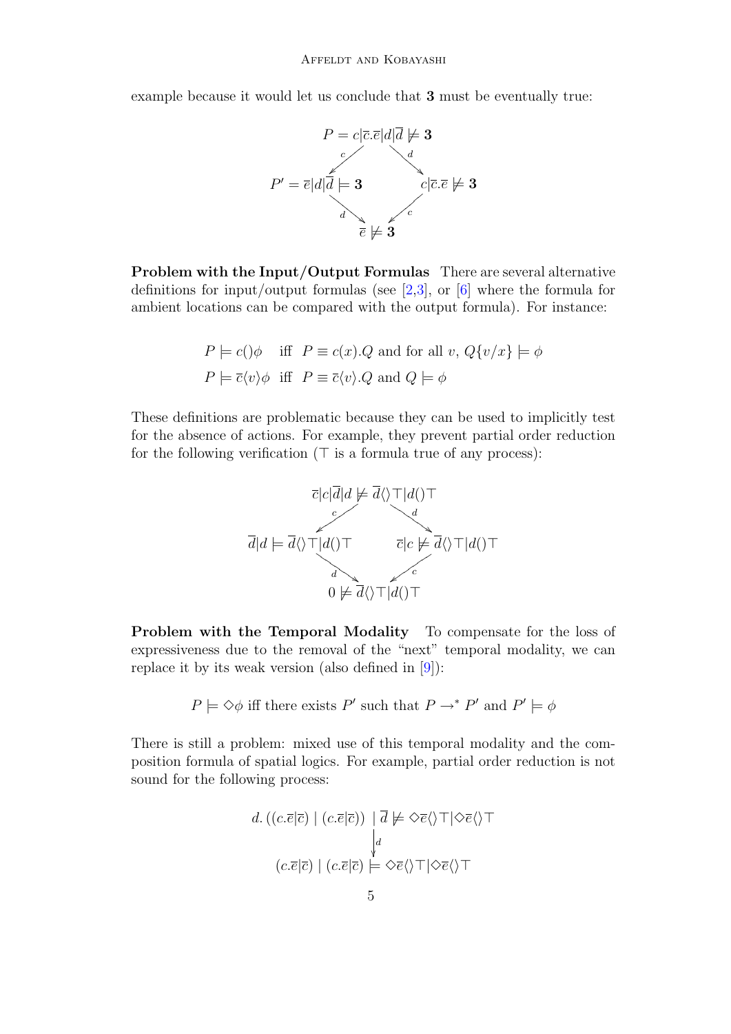example because it would let us conclude that **3** must be eventually true:

$$
\begin{array}{ccc}
 & P = c|\overline{c}.\overline{e}|d|\overline{d} \not\models \mathbf{3} & \\
 \swarrow^{c} & & \searrow^{d} \\
P' = \overline{e}|d|\overline{d} \models \mathbf{3} & & c|\overline{c}.\overline{e} \not\models \mathbf{3} \\
 \searrow_{d} & & \swarrow_{c} \\
 & \overline{e} \not\models \mathbf{3} &
\end{array}
$$

**Problem with the Input/Output Formulas** There are several alternative definitions for input/output formulas (see [2,3], or [6] where the formula for ambient locations can be compared with the output formula). For instance:

$$
\begin{array}{lll}
P \models c()\phi & \text{iff} & P \equiv c(x).Q \text{ and for all } v,\ Q\{v/x\} \models \phi \\
P \models \overline{c}\langle v\rangle\phi & \text{iff} & P \equiv \overline{c}\langle v\rangle.Q \text{ and } Q \models \phi
\end{array}
$$

These definitions are problematic because they can be used to implicitly test for the absence of actions. For example, they prevent partial order reduction for the following verification ($\top$ is a formula true of any process):

$$
\begin{array}{ccc}
 & \overline{c}|c|\overline{d}|d \not\models \overline{d}\langle\rangle\top|d()\top & \\
 \swarrow^{c} & & \searrow^{d} \\
\overline{d}|d \models \overline{d}\langle\rangle\top|d()\top & & \overline{c}|c \not\models \overline{d}\langle\rangle\top|d()\top \\
 \searrow_{d} & & \swarrow_{c} \\
 & 0 \not\models \overline{d}\langle\rangle\top|d()\top &
\end{array}
$$

**Problem with the Temporal Modality** To compensate for the loss of expressiveness due to the removal of the "next" temporal modality, we can replace it by its weak version (also defined in [9]):

$$
P \models \Diamond\phi \text{ iff there exists } P' \text{ such that } P \to^{*} P' \text{ and } P' \models \phi
$$

There is still a problem: mixed use of this temporal modality and the composition formula of spatial logics. For example, partial order reduction is not sound for the following process:

$$
\begin{array}{c}
d.\left((c.\overline{e}|\overline{c}) \mid (c.\overline{e}|\overline{c})\right) \mid \overline{d} \not\models \Diamond\overline{e}\langle\rangle\top|\Diamond\overline{e}\langle\rangle\top \\
\downarrow_{d} \\
(c.\overline{e}|\overline{c}) \mid (c.\overline{e}|\overline{c}) \models \Diamond\overline{e}\langle\rangle\top|\Diamond\overline{e}\langle\rangle\top
\end{array}
$$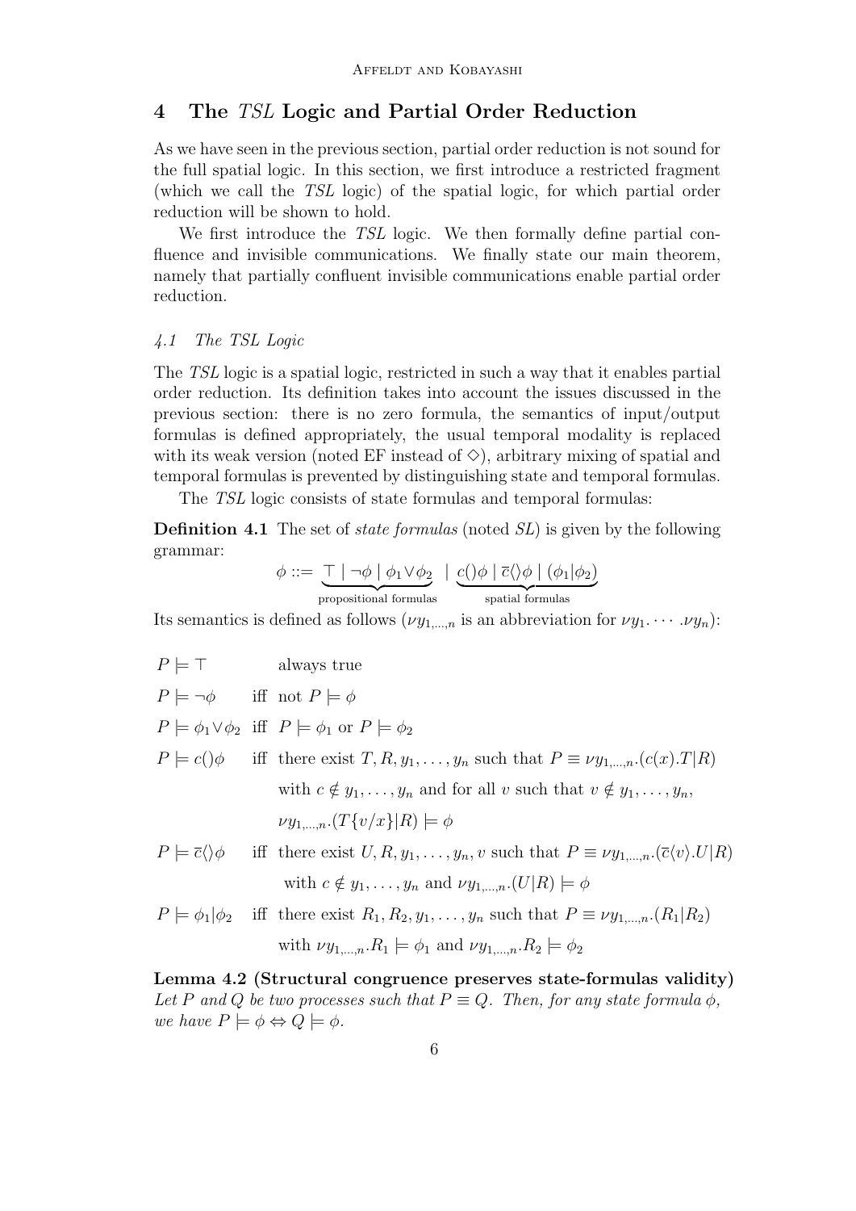## 4 The *TSL* Logic and Partial Order Reduction

As we have seen in the previous section, partial order reduction is not sound for the full spatial logic. In this section, we first introduce a restricted fragment (which we call the *TSL* logic) of the spatial logic, for which partial order reduction will be shown to hold.

We first introduce the *TSL* logic. We then formally define partial confluence and invisible communications. We finally state our main theorem, namely that partially confluent invisible communications enable partial order reduction.

### *4.1 The TSL Logic*

The *TSL* logic is a spatial logic, restricted in such a way that it enables partial order reduction. Its definition takes into account the issues discussed in the previous section: there is no zero formula, the semantics of input/output formulas is defined appropriately, the usual temporal modality is replaced with its weak version (noted EF instead of $\diamond$), arbitrary mixing of spatial and temporal formulas is prevented by distinguishing state and temporal formulas.

The *TSL* logic consists of state formulas and temporal formulas:

**Definition 4.1** The set of *state formulas* (noted *SL*) is given by the following grammar:

$$\phi ::= \underbrace{\top \mid \neg\phi \mid \phi_1 \vee \phi_2}_{\text{propositional formulas}} \mid \underbrace{c()\phi \mid \overline{c}\langle\rangle\phi \mid (\phi_1|\phi_2)}_{\text{spatial formulas}}$$

Its semantics is defined as follows ($\nu y_{1,\dots,n}$ is an abbreviation for $\nu y_1.\cdots.\nu y_n$):

$P \models \top$ always true

$P \models \neg\phi$ iff not $P \models \phi$

$P \models \phi_1 \vee \phi_2$ iff $P \models \phi_1$ or $P \models \phi_2$

$P \models c()\phi$ iff there exist $T, R, y_1, \dots, y_n$ such that $P \equiv \nu y_{1,\dots,n}.(c(x).T|R)$ with $c \notin y_1, \dots, y_n$ and for all $v$ such that $v \notin y_1, \dots, y_n$, $\nu y_{1,\dots,n}.(T\{v/x\}|R) \models \phi$

$P \models \overline{c}\langle\rangle\phi$ iff there exist $U, R, y_1, \dots, y_n, v$ such that $P \equiv \nu y_{1,\dots,n}.(\overline{c}\langle v\rangle.U|R)$ with $c \notin y_1, \dots, y_n$ and $\nu y_{1,\dots,n}.(U|R) \models \phi$

$P \models \phi_1|\phi_2$ iff there exist $R_1, R_2, y_1, \dots, y_n$ such that $P \equiv \nu y_{1,\dots,n}.(R_1|R_2)$ with $\nu y_{1,\dots,n}.R_1 \models \phi_1$ and $\nu y_{1,\dots,n}.R_2 \models \phi_2$

**Lemma 4.2 (Structural congruence preserves state-formulas validity)** *Let $P$ and $Q$ be two processes such that $P \equiv Q$. Then, for any state formula $\phi$, we have $P \models \phi \Leftrightarrow Q \models \phi$.*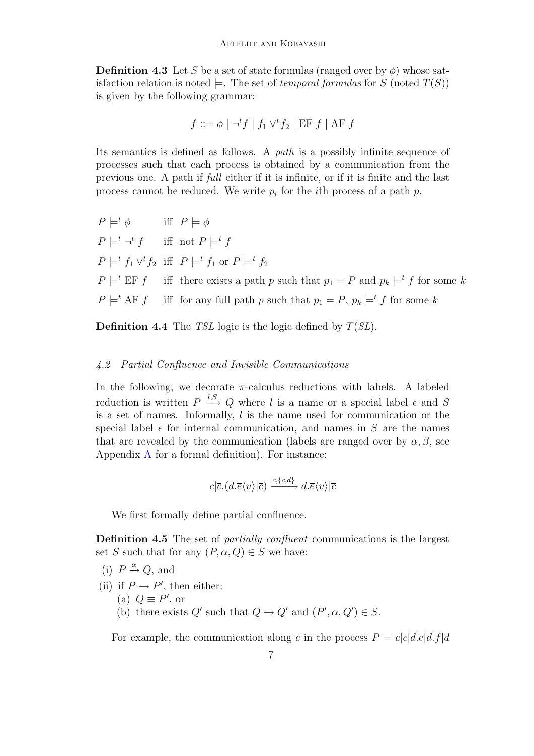**Definition 4.3** Let $S$ be a set of state formulas (ranged over by $\phi$) whose satisfaction relation is noted $\models$. The set of *temporal formulas* for $S$ (noted $T(S)$) is given by the following grammar:

$$f ::= \phi \mid \neg^t f \mid f_1 \vee^t f_2 \mid \text{EF } f \mid \text{AF } f$$

Its semantics is defined as follows. A *path* is a possibly infinite sequence of processes such that each process is obtained by a communication from the previous one. A path if *full* either if it is infinite, or if it is finite and the last process cannot be reduced. We write $p_i$ for the $i$th process of a path $p$.

| | | |
|---|---|---|
| $P \models^t \phi$ | iff | $P \models \phi$ |
| $P \models^t \neg^t f$ | iff | not $P \models^t f$ |
| $P \models^t f_1 \vee^t f_2$ | iff | $P \models^t f_1$ or $P \models^t f_2$ |
| $P \models^t \text{EF } f$ | iff | there exists a path $p$ such that $p_1 = P$ and $p_k \models^t f$ for some $k$ |
| $P \models^t \text{AF } f$ | iff | for any full path $p$ such that $p_1 = P$, $p_k \models^t f$ for some $k$ |

**Definition 4.4** The *TSL* logic is the logic defined by $T(SL)$.

### 4.2 Partial Confluence and Invisible Communications

In the following, we decorate $\pi$-calculus reductions with labels. A labeled reduction is written $P \xrightarrow{l,S} Q$ where $l$ is a name or a special label $\epsilon$ and $S$ is a set of names. Informally, $l$ is the name used for communication or the special label $\epsilon$ for internal communication, and names in $S$ are the names that are revealed by the communication (labels are ranged over by $\alpha, \beta$, see Appendix A for a formal definition). For instance:

$$c|\overline{c}.(d.\overline{e}\langle v\rangle|\overline{c}) \xrightarrow{c,\{c,d\}} d.\overline{e}\langle v\rangle|\overline{c}$$

We first formally define partial confluence.

**Definition 4.5** The set of *partially confluent* communications is the largest set $S$ such that for any $(P, \alpha, Q) \in S$ we have:

- (i) $P \xrightarrow{\alpha} Q$, and
- (ii) if $P \rightarrow P'$, then either:
  - (a) $Q \equiv P'$, or
  - (b) there exists $Q'$ such that $Q \rightarrow Q'$ and $(P', \alpha, Q') \in S$.

For example, the communication along $c$ in the process $P = \overline{c}|c|\overline{d}.\overline{e}|\overline{d}.\overline{f}|d$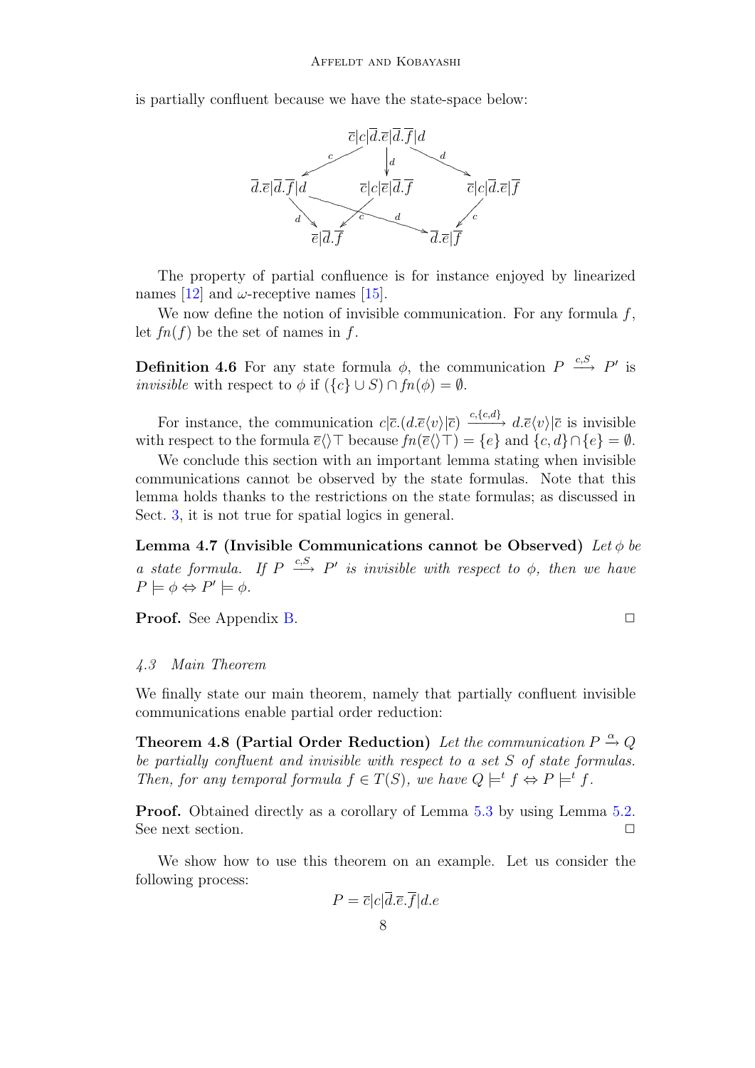is partially confluent because we have the state-space below:

$$
\begin{array}{ccccc}
 & & \overline{c}|c|\overline{d}.\overline{e}|\overline{d}.\overline{f}|d & & \\
 & \swarrow^{c} & \downarrow^{d} & \searrow^{d} & \\
\overline{d}.\overline{e}|\overline{d}.\overline{f}|d & & \overline{c}|c|\overline{e}|\overline{d}.\overline{f} & & \overline{c}|c|\overline{d}.\overline{e}|\overline{f} \\
 & & & & \\
 & \overline{e}|\overline{d}.\overline{f} & & \overline{d}.\overline{e}|\overline{f} &
\end{array}
$$

(edges at the bottom: $\overline{d}.\overline{e}|\overline{d}.\overline{f}|d \xrightarrow{d} \overline{e}|\overline{d}.\overline{f}$, $\overline{d}.\overline{e}|\overline{d}.\overline{f}|d \xrightarrow{d} \overline{d}.\overline{e}|\overline{f}$, $\overline{c}|c|\overline{e}|\overline{d}.\overline{f} \xrightarrow{c} \overline{e}|\overline{d}.\overline{f}$, $\overline{c}|c|\overline{d}.\overline{e}|\overline{f} \xrightarrow{c} \overline{d}.\overline{e}|\overline{f}$)

The property of partial confluence is for instance enjoyed by linearized names [12] and $\omega$-receptive names [15].

We now define the notion of invisible communication. For any formula $f$, let $fn(f)$ be the set of names in $f$.

**Definition 4.6** For any state formula $\phi$, the communication $P \xrightarrow{c,S} P'$ is *invisible* with respect to $\phi$ if $(\{c\} \cup S) \cap fn(\phi) = \emptyset$.

For instance, the communication $c|\overline{c}.(d.\overline{e}\langle v\rangle|\overline{c}) \xrightarrow{c,\{c,d\}} d.\overline{e}\langle v\rangle|\overline{c}$ is invisible with respect to the formula $\overline{e}\langle\rangle\top$ because $fn(\overline{e}\langle\rangle\top) = \{e\}$ and $\{c,d\} \cap \{e\} = \emptyset$.

We conclude this section with an important lemma stating when invisible communications cannot be observed by the state formulas. Note that this lemma holds thanks to the restrictions on the state formulas; as discussed in Sect. 3, it is not true for spatial logics in general.

**Lemma 4.7 (Invisible Communications cannot be Observed)** *Let $\phi$ be a state formula. If $P \xrightarrow{c,S} P'$ is invisible with respect to $\phi$, then we have $P \models \phi \Leftrightarrow P' \models \phi$.*

**Proof.** See Appendix B. □

### *4.3 Main Theorem*

We finally state our main theorem, namely that partially confluent invisible communications enable partial order reduction:

**Theorem 4.8 (Partial Order Reduction)** *Let the communication $P \xrightarrow{\alpha} Q$ be partially confluent and invisible with respect to a set $S$ of state formulas. Then, for any temporal formula $f \in T(S)$, we have $Q \models^t f \Leftrightarrow P \models^t f$.*

**Proof.** Obtained directly as a corollary of Lemma 5.3 by using Lemma 5.2. See next section. □

We show how to use this theorem on an example. Let us consider the following process:

$$P = \overline{c}|c|\overline{d}.\overline{e}.\overline{f}|d.e$$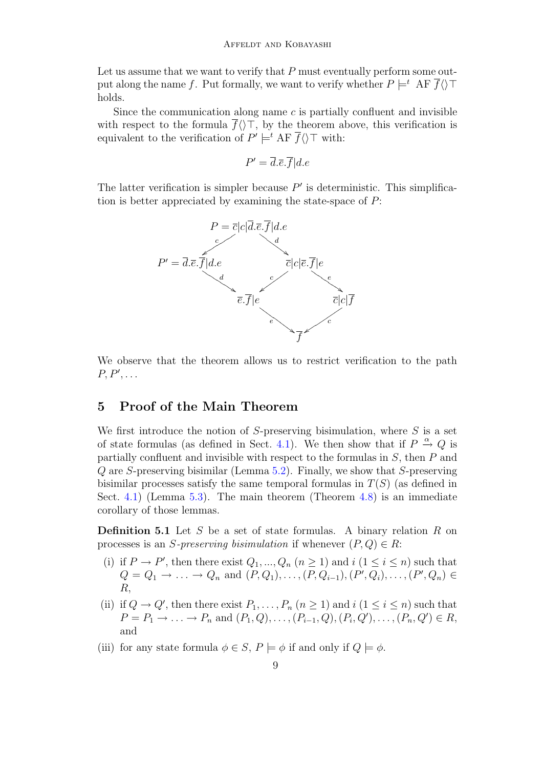Let us assume that we want to verify that $P$ must eventually perform some output along the name $f$. Put formally, we want to verify whether $P \models^t \text{AF } \overline{f}\langle\rangle\top$ holds.

Since the communication along name $c$ is partially confluent and invisible with respect to the formula $\overline{f}\langle\rangle\top$, by the theorem above, this verification is equivalent to the verification of $P' \models^t \text{AF } \overline{f}\langle\rangle\top$ with:

$$P' = \overline{d}.\overline{e}.\overline{f}|d.e$$

The latter verification is simpler because $P'$ is deterministic. This simplification is better appreciated by examining the state-space of $P$:

$P = \overline{c}|c|\overline{d}.\overline{e}.\overline{f}|d.e$

$c$ &nbsp;&nbsp;&nbsp; $d$

$P' = \overline{d}.\overline{e}.\overline{f}|d.e$ &nbsp;&nbsp;&nbsp; $\overline{c}|c|\overline{e}.\overline{f}|e$

$d$ &nbsp;&nbsp;&nbsp; $c$ &nbsp;&nbsp;&nbsp; $e$

$\overline{e}.\overline{f}|e$ &nbsp;&nbsp;&nbsp; $\overline{c}|c|\overline{f}$

$e$ &nbsp;&nbsp;&nbsp; $c$

$\overline{f}$

We observe that the theorem allows us to restrict verification to the path $P, P', \ldots$

## 5 Proof of the Main Theorem

We first introduce the notion of $S$-preserving bisimulation, where $S$ is a set of state formulas (as defined in Sect. 4.1). We then show that if $P \xrightarrow{\alpha} Q$ is partially confluent and invisible with respect to the formulas in $S$, then $P$ and $Q$ are $S$-preserving bisimilar (Lemma 5.2). Finally, we show that $S$-preserving bisimilar processes satisfy the same temporal formulas in $T(S)$ (as defined in Sect. 4.1) (Lemma 5.3). The main theorem (Theorem 4.8) is an immediate corollary of those lemmas.

**Definition 5.1** Let $S$ be a set of state formulas. A binary relation $R$ on processes is an *$S$-preserving bisimulation* if whenever $(P, Q) \in R$:

- (i) if $P \rightarrow P'$, then there exist $Q_1, ..., Q_n$ ($n \geq 1$) and $i$ ($1 \leq i \leq n$) such that $Q = Q_1 \rightarrow \ldots \rightarrow Q_n$ and $(P, Q_1), \ldots, (P, Q_{i-1}), (P', Q_i), \ldots, (P', Q_n) \in R$,
- (ii) if $Q \rightarrow Q'$, then there exist $P_1, \ldots, P_n$ ($n \geq 1$) and $i$ ($1 \leq i \leq n$) such that $P = P_1 \rightarrow \ldots \rightarrow P_n$ and $(P_1, Q), \ldots, (P_{i-1}, Q), (P_i, Q'), \ldots, (P_n, Q') \in R$, and
- (iii) for any state formula $\phi \in S$, $P \models \phi$ if and only if $Q \models \phi$.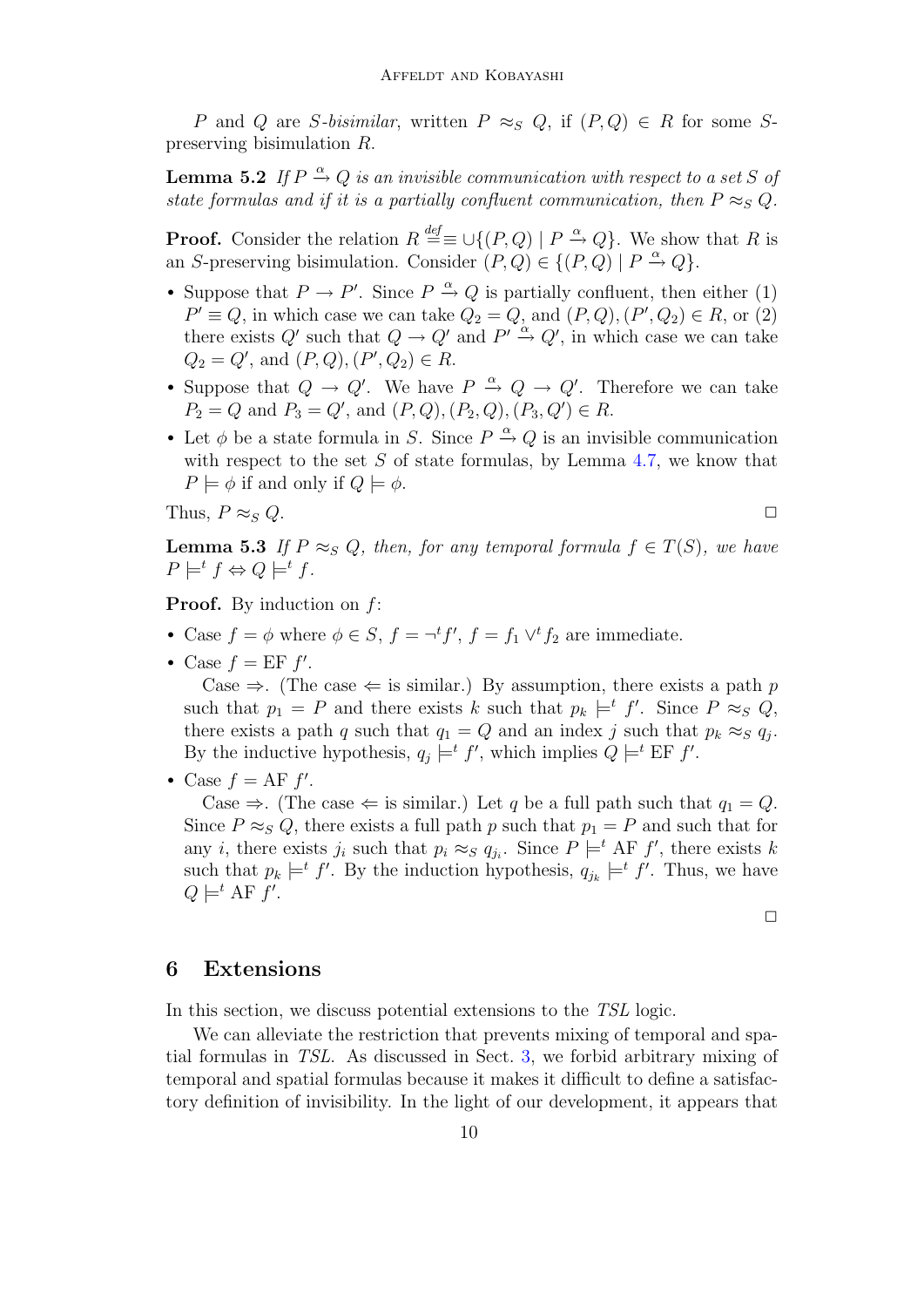$P$ and $Q$ are *S-bisimilar*, written $P \approx_S Q$, if $(P, Q) \in R$ for some $S$-preserving bisimulation $R$.

**Lemma 5.2** *If $P \xrightarrow{\alpha} Q$ is an invisible communication with respect to a set $S$ of state formulas and if it is a partially confluent communication, then $P \approx_S Q$.*

**Proof.** Consider the relation $R \stackrel{def}{=} \equiv \cup \{(P, Q) \mid P \xrightarrow{\alpha} Q\}$. We show that $R$ is an $S$-preserving bisimulation. Consider $(P, Q) \in \{(P, Q) \mid P \xrightarrow{\alpha} Q\}$.

- Suppose that $P \to P'$. Since $P \xrightarrow{\alpha} Q$ is partially confluent, then either (1) $P' \equiv Q$, in which case we can take $Q_2 = Q$, and $(P, Q), (P', Q_2) \in R$, or (2) there exists $Q'$ such that $Q \to Q'$ and $P' \xrightarrow{\alpha} Q'$, in which case we can take $Q_2 = Q'$, and $(P, Q), (P', Q_2) \in R$.
- Suppose that $Q \to Q'$. We have $P \xrightarrow{\alpha} Q \to Q'$. Therefore we can take $P_2 = Q$ and $P_3 = Q'$, and $(P, Q), (P_2, Q), (P_3, Q') \in R$.
- Let $\phi$ be a state formula in $S$. Since $P \xrightarrow{\alpha} Q$ is an invisible communication with respect to the set $S$ of state formulas, by Lemma 4.7, we know that $P \models \phi$ if and only if $Q \models \phi$.

Thus, $P \approx_S Q$. □

**Lemma 5.3** *If $P \approx_S Q$, then, for any temporal formula $f \in T(S)$, we have $P \models^t f \Leftrightarrow Q \models^t f$.*

**Proof.** By induction on $f$:

- Case $f = \phi$ where $\phi \in S$, $f = \neg^t f'$, $f = f_1 \vee^t f_2$ are immediate.
- Case $f = \text{EF } f'$.

  Case $\Rightarrow$. (The case $\Leftarrow$ is similar.) By assumption, there exists a path $p$ such that $p_1 = P$ and there exists $k$ such that $p_k \models^t f'$. Since $P \approx_S Q$, there exists a path $q$ such that $q_1 = Q$ and an index $j$ such that $p_k \approx_S q_j$. By the inductive hypothesis, $q_j \models^t f'$, which implies $Q \models^t \text{EF } f'$.
- Case $f = \text{AF } f'$.

  Case $\Rightarrow$. (The case $\Leftarrow$ is similar.) Let $q$ be a full path such that $q_1 = Q$. Since $P \approx_S Q$, there exists a full path $p$ such that $p_1 = P$ and such that for any $i$, there exists $j_i$ such that $p_i \approx_S q_{j_i}$. Since $P \models^t \text{AF } f'$, there exists $k$ such that $p_k \models^t f'$. By the induction hypothesis, $q_{j_k} \models^t f'$. Thus, we have $Q \models^t \text{AF } f'$.

□

## 6 Extensions

In this section, we discuss potential extensions to the *TSL* logic.

We can alleviate the restriction that prevents mixing of temporal and spatial formulas in *TSL*. As discussed in Sect. 3, we forbid arbitrary mixing of temporal and spatial formulas because it makes it difficult to define a satisfactory definition of invisibility. In the light of our development, it appears that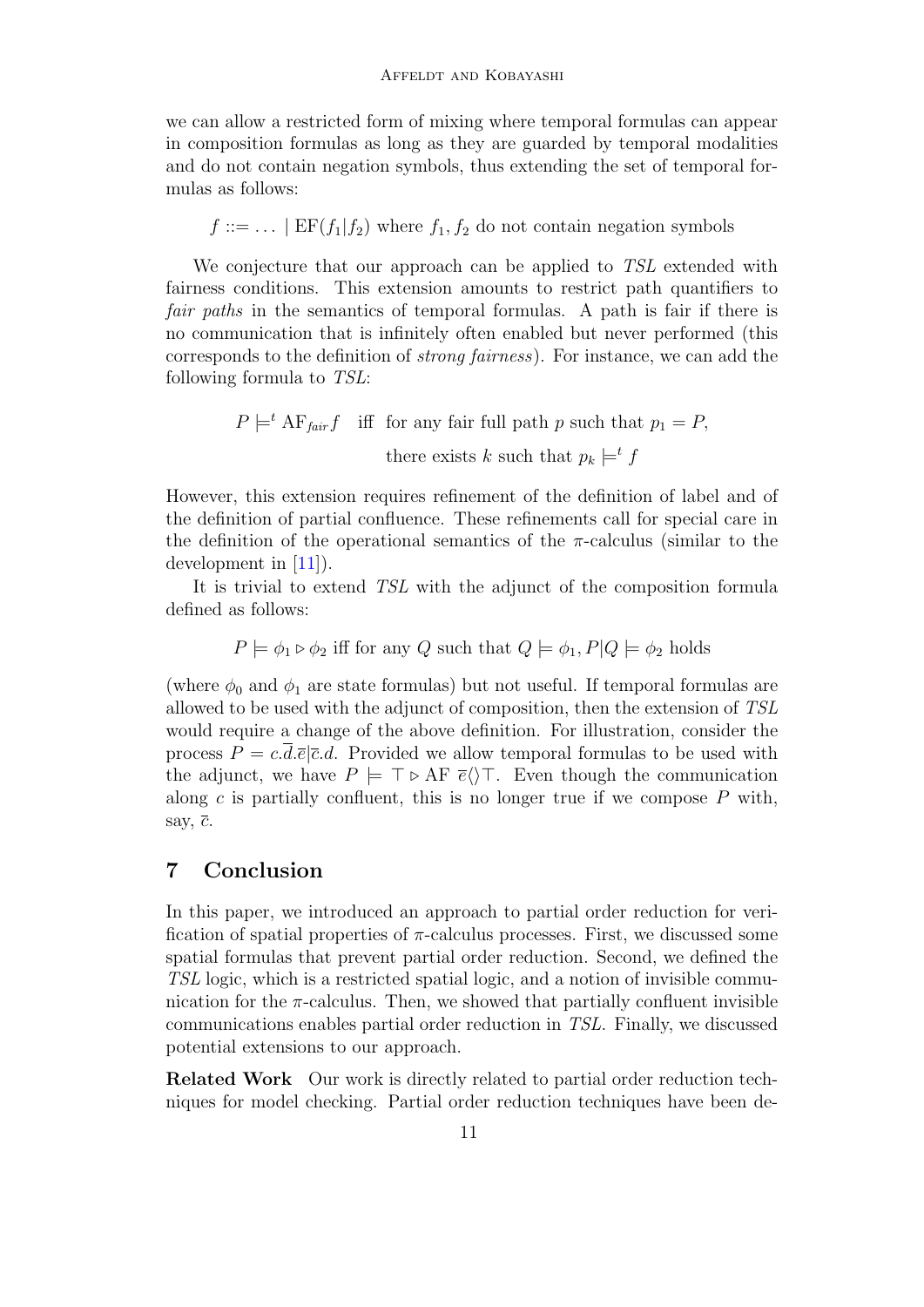we can allow a restricted form of mixing where temporal formulas can appear in composition formulas as long as they are guarded by temporal modalities and do not contain negation symbols, thus extending the set of temporal formulas as follows:

$$f ::= \ldots \mid \mathrm{EF}(f_1|f_2) \text{ where } f_1, f_2 \text{ do not contain negation symbols}$$

We conjecture that our approach can be applied to *TSL* extended with fairness conditions. This extension amounts to restrict path quantifiers to *fair paths* in the semantics of temporal formulas. A path is fair if there is no communication that is infinitely often enabled but never performed (this corresponds to the definition of *strong fairness*). For instance, we can add the following formula to *TSL*:

$$P \models^t \mathrm{AF}_{\mathit{fair}} f \quad \text{iff} \quad \text{for any fair full path } p \text{ such that } p_1 = P, \text{ there exists } k \text{ such that } p_k \models^t f$$

However, this extension requires refinement of the definition of label and of the definition of partial confluence. These refinements call for special care in the definition of the operational semantics of the $\pi$-calculus (similar to the development in [11]).

It is trivial to extend *TSL* with the adjunct of the composition formula defined as follows:

$$P \models \phi_1 \triangleright \phi_2 \text{ iff for any } Q \text{ such that } Q \models \phi_1, P|Q \models \phi_2 \text{ holds}$$

(where $\phi_0$ and $\phi_1$ are state formulas) but not useful. If temporal formulas are allowed to be used with the adjunct of composition, then the extension of *TSL* would require a change of the above definition. For illustration, consider the process $P = c.\overline{d}.\overline{e}|\overline{c}.d$. Provided we allow temporal formulas to be used with the adjunct, we have $P \models \top \triangleright \mathrm{AF}\ \overline{e}\langle\rangle\top$. Even though the communication along $c$ is partially confluent, this is no longer true if we compose $P$ with, say, $\overline{c}$.

## 7 Conclusion

In this paper, we introduced an approach to partial order reduction for verification of spatial properties of $\pi$-calculus processes. First, we discussed some spatial formulas that prevent partial order reduction. Second, we defined the *TSL* logic, which is a restricted spatial logic, and a notion of invisible communication for the $\pi$-calculus. Then, we showed that partially confluent invisible communications enables partial order reduction in *TSL*. Finally, we discussed potential extensions to our approach.

**Related Work** Our work is directly related to partial order reduction techniques for model checking. Partial order reduction techniques have been de-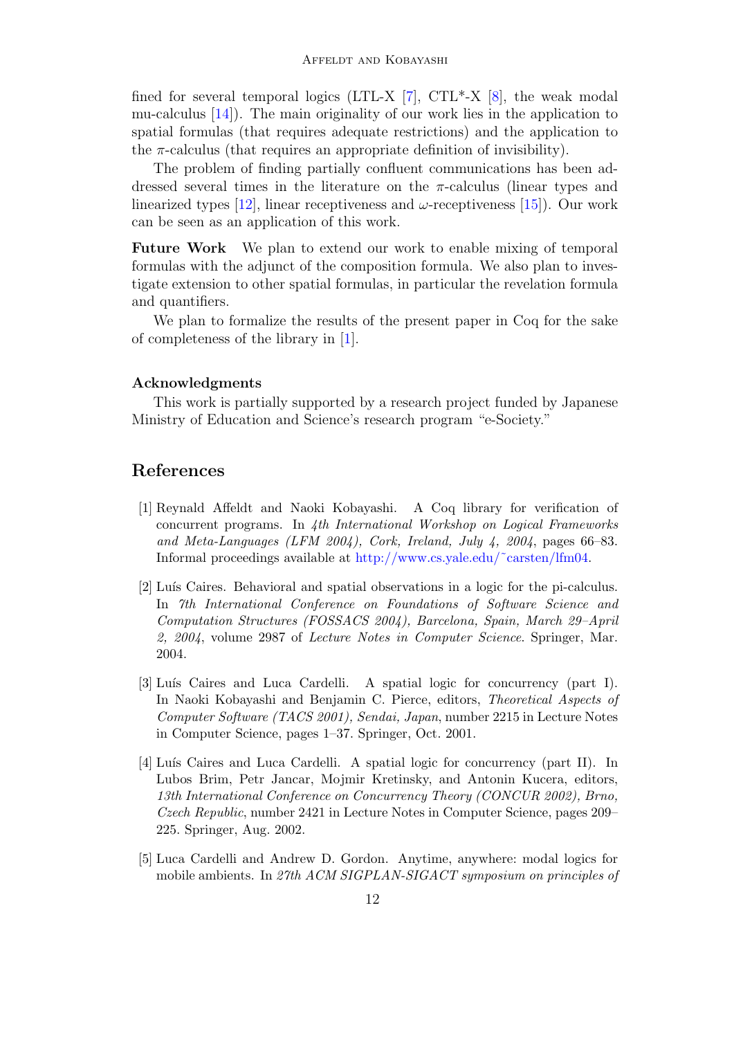fined for several temporal logics (LTL-X [7], CTL*-X [8], the weak modal mu-calculus [14]). The main originality of our work lies in the application to spatial formulas (that requires adequate restrictions) and the application to the $\pi$-calculus (that requires an appropriate definition of invisibility).

The problem of finding partially confluent communications has been addressed several times in the literature on the $\pi$-calculus (linear types and linearized types [12], linear receptiveness and $\omega$-receptiveness [15]). Our work can be seen as an application of this work.

**Future Work** We plan to extend our work to enable mixing of temporal formulas with the adjunct of the composition formula. We also plan to investigate extension to other spatial formulas, in particular the revelation formula and quantifiers.

We plan to formalize the results of the present paper in Coq for the sake of completeness of the library in [1].

### Acknowledgments

This work is partially supported by a research project funded by Japanese Ministry of Education and Science's research program "e-Society."

## References

[1] Reynald Affeldt and Naoki Kobayashi. A Coq library for verification of concurrent programs. In *4th International Workshop on Logical Frameworks and Meta-Languages (LFM 2004), Cork, Ireland, July 4, 2004*, pages 66–83. Informal proceedings available at http://www.cs.yale.edu/˜carsten/lfm04.

[2] Luís Caires. Behavioral and spatial observations in a logic for the pi-calculus. In *7th International Conference on Foundations of Software Science and Computation Structures (FOSSACS 2004), Barcelona, Spain, March 29–April 2, 2004*, volume 2987 of *Lecture Notes in Computer Science*. Springer, Mar. 2004.

[3] Luís Caires and Luca Cardelli. A spatial logic for concurrency (part I). In Naoki Kobayashi and Benjamin C. Pierce, editors, *Theoretical Aspects of Computer Software (TACS 2001), Sendai, Japan*, number 2215 in Lecture Notes in Computer Science, pages 1–37. Springer, Oct. 2001.

[4] Luís Caires and Luca Cardelli. A spatial logic for concurrency (part II). In Lubos Brim, Petr Jancar, Mojmir Kretinsky, and Antonin Kucera, editors, *13th International Conference on Concurrency Theory (CONCUR 2002), Brno, Czech Republic*, number 2421 in Lecture Notes in Computer Science, pages 209–225. Springer, Aug. 2002.

[5] Luca Cardelli and Andrew D. Gordon. Anytime, anywhere: modal logics for mobile ambients. In *27th ACM SIGPLAN-SIGACT symposium on principles of*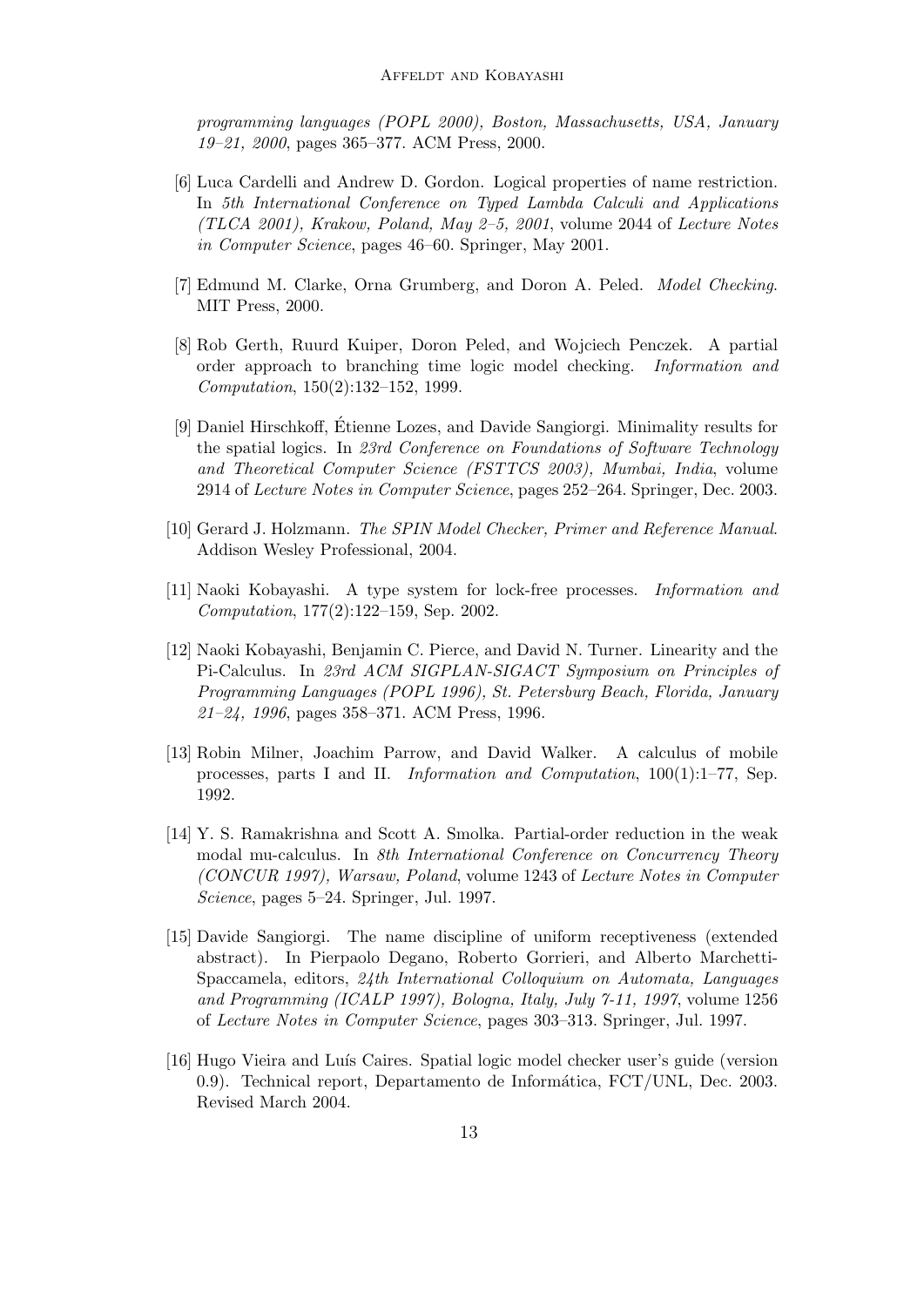*programming languages (POPL 2000), Boston, Massachusetts, USA, January 19–21, 2000*, pages 365–377. ACM Press, 2000.

[6] Luca Cardelli and Andrew D. Gordon. Logical properties of name restriction. In *5th International Conference on Typed Lambda Calculi and Applications (TLCA 2001), Krakow, Poland, May 2–5, 2001*, volume 2044 of *Lecture Notes in Computer Science*, pages 46–60. Springer, May 2001.

[7] Edmund M. Clarke, Orna Grumberg, and Doron A. Peled. *Model Checking*. MIT Press, 2000.

[8] Rob Gerth, Ruurd Kuiper, Doron Peled, and Wojciech Penczek. A partial order approach to branching time logic model checking. *Information and Computation*, 150(2):132–152, 1999.

[9] Daniel Hirschkoff, Étienne Lozes, and Davide Sangiorgi. Minimality results for the spatial logics. In *23rd Conference on Foundations of Software Technology and Theoretical Computer Science (FSTTCS 2003), Mumbai, India*, volume 2914 of *Lecture Notes in Computer Science*, pages 252–264. Springer, Dec. 2003.

[10] Gerard J. Holzmann. *The SPIN Model Checker, Primer and Reference Manual*. Addison Wesley Professional, 2004.

[11] Naoki Kobayashi. A type system for lock-free processes. *Information and Computation*, 177(2):122–159, Sep. 2002.

[12] Naoki Kobayashi, Benjamin C. Pierce, and David N. Turner. Linearity and the Pi-Calculus. In *23rd ACM SIGPLAN-SIGACT Symposium on Principles of Programming Languages (POPL 1996), St. Petersburg Beach, Florida, January 21–24, 1996*, pages 358–371. ACM Press, 1996.

[13] Robin Milner, Joachim Parrow, and David Walker. A calculus of mobile processes, parts I and II. *Information and Computation*, 100(1):1–77, Sep. 1992.

[14] Y. S. Ramakrishna and Scott A. Smolka. Partial-order reduction in the weak modal mu-calculus. In *8th International Conference on Concurrency Theory (CONCUR 1997), Warsaw, Poland*, volume 1243 of *Lecture Notes in Computer Science*, pages 5–24. Springer, Jul. 1997.

[15] Davide Sangiorgi. The name discipline of uniform receptiveness (extended abstract). In Pierpaolo Degano, Roberto Gorrieri, and Alberto Marchetti-Spaccamela, editors, *24th International Colloquium on Automata, Languages and Programming (ICALP 1997), Bologna, Italy, July 7-11, 1997*, volume 1256 of *Lecture Notes in Computer Science*, pages 303–313. Springer, Jul. 1997.

[16] Hugo Vieira and Luís Caires. Spatial logic model checker user's guide (version 0.9). Technical report, Departamento de Informática, FCT/UNL, Dec. 2003. Revised March 2004.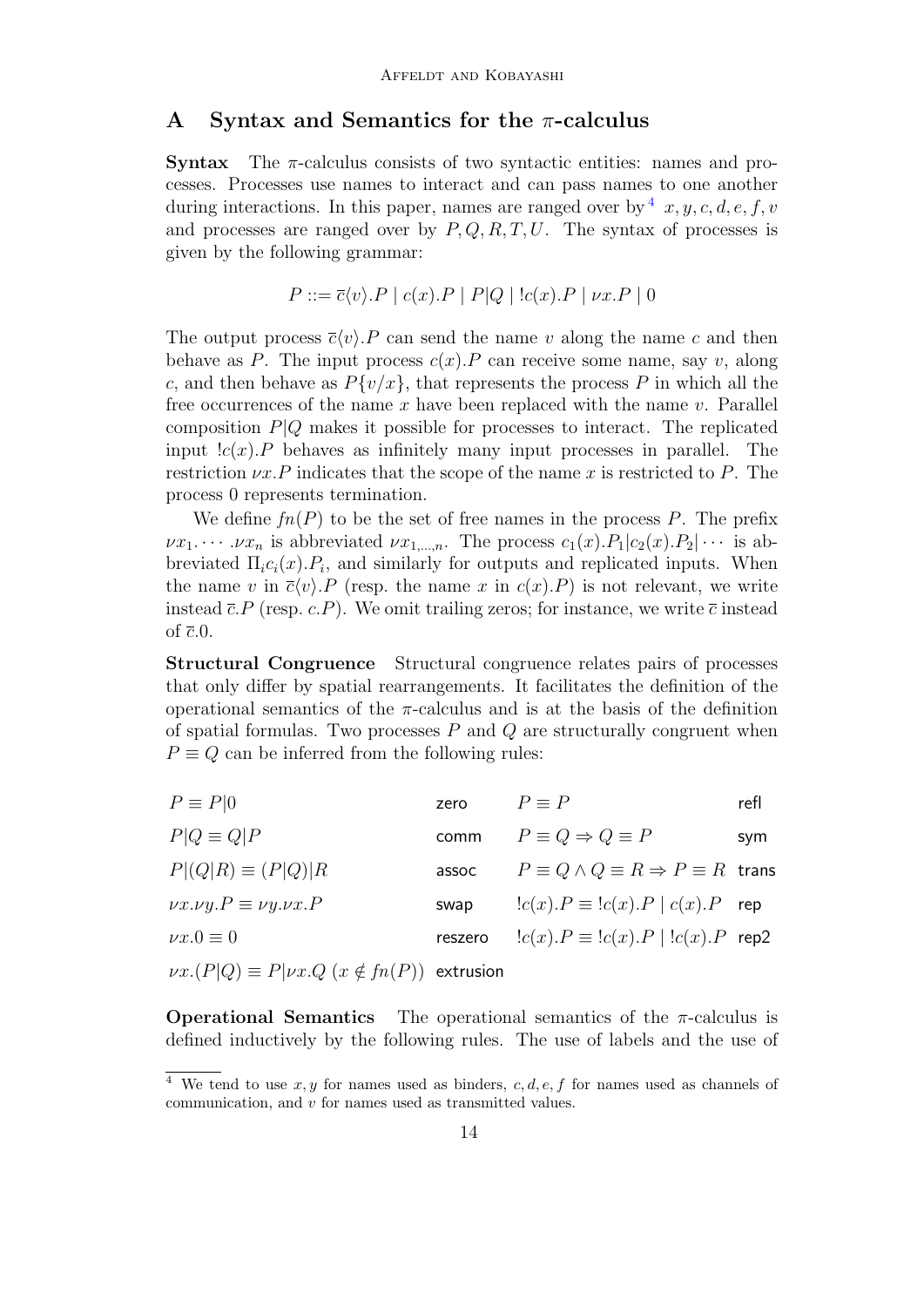## A Syntax and Semantics for the $\pi$-calculus

**Syntax** The $\pi$-calculus consists of two syntactic entities: names and processes. Processes use names to interact and can pass names to one another during interactions. In this paper, names are ranged over by[4] $x, y, c, d, e, f, v$ and processes are ranged over by $P, Q, R, T, U$. The syntax of processes is given by the following grammar:

$$P ::= \overline{c}\langle v\rangle.P \mid c(x).P \mid P|Q \mid !c(x).P \mid \nu x.P \mid 0$$

The output process $\overline{c}\langle v\rangle.P$ can send the name $v$ along the name $c$ and then behave as $P$. The input process $c(x).P$ can receive some name, say $v$, along $c$, and then behave as $P\{v/x\}$, that represents the process $P$ in which all the free occurrences of the name $x$ have been replaced with the name $v$. Parallel composition $P|Q$ makes it possible for processes to interact. The replicated input $!c(x).P$ behaves as infinitely many input processes in parallel. The restriction $\nu x.P$ indicates that the scope of the name $x$ is restricted to $P$. The process 0 represents termination.

We define $fn(P)$ to be the set of free names in the process $P$. The prefix $\nu x_1.\cdots.\nu x_n$ is abbreviated $\nu x_{1,\ldots,n}$. The process $c_1(x).P_1|c_2(x).P_2|\cdots$ is abbreviated $\Pi_i c_i(x).P_i$, and similarly for outputs and replicated inputs. When the name $v$ in $\overline{c}\langle v\rangle.P$ (resp. the name $x$ in $c(x).P$) is not relevant, we write instead $\overline{c}.P$ (resp. $c.P$). We omit trailing zeros; for instance, we write $\overline{c}$ instead of $\overline{c}.0$.

**Structural Congruence** Structural congruence relates pairs of processes that only differ by spatial rearrangements. It facilitates the definition of the operational semantics of the $\pi$-calculus and is at the basis of the definition of spatial formulas. Two processes $P$ and $Q$ are structurally congruent when $P \equiv Q$ can be inferred from the following rules:

| | | | |
|---|---|---|---|
| $P \equiv P\|0$ | zero | $P \equiv P$ | refl |
| $P\|Q \equiv Q\|P$ | comm | $P \equiv Q \Rightarrow Q \equiv P$ | sym |
| $P\|(Q\|R) \equiv (P\|Q)\|R$ | assoc | $P \equiv Q \wedge Q \equiv R \Rightarrow P \equiv R$ | trans |
| $\nu x.\nu y.P \equiv \nu y.\nu x.P$ | swap | $!c(x).P \equiv !c(x).P \mid c(x).P$ | rep |
| $\nu x.0 \equiv 0$ | reszero | $!c(x).P \equiv !c(x).P \mid !c(x).P$ | rep2 |
| $\nu x.(P\|Q) \equiv P\|\nu x.Q \ (x \notin fn(P))$ | extrusion | | |

**Operational Semantics** The operational semantics of the $\pi$-calculus is defined inductively by the following rules. The use of labels and the use of

[4] We tend to use $x, y$ for names used as binders, $c, d, e, f$ for names used as channels of communication, and $v$ for names used as transmitted values.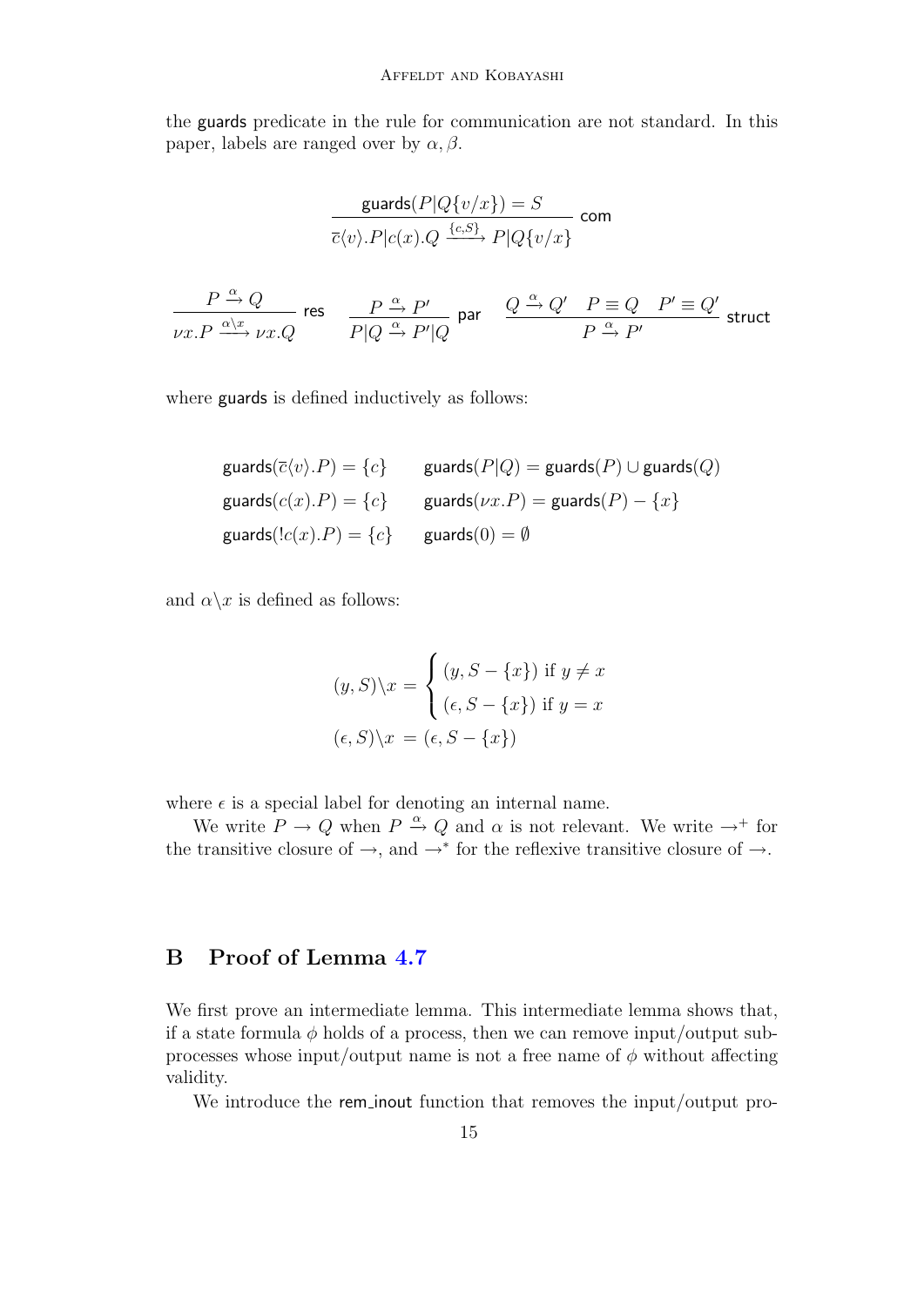the guards predicate in the rule for communication are not standard. In this paper, labels are ranged over by $\alpha, \beta$.

$$\frac{\mathsf{guards}(P|Q\{v/x\}) = S}{\overline{c}\langle v\rangle.P|c(x).Q \xrightarrow{\{c,S\}} P|Q\{v/x\}}\ \mathsf{com}$$

$$\frac{P \xrightarrow{\alpha} Q}{\nu x.P \xrightarrow{\alpha\backslash x} \nu x.Q}\ \mathsf{res} \qquad \frac{P \xrightarrow{\alpha} P'}{P|Q \xrightarrow{\alpha} P'|Q}\ \mathsf{par} \qquad \frac{Q \xrightarrow{\alpha} Q' \quad P \equiv Q \quad P' \equiv Q'}{P \xrightarrow{\alpha} P'}\ \mathsf{struct}$$

where guards is defined inductively as follows:

$$\begin{array}{ll}
\mathsf{guards}(\overline{c}\langle v\rangle.P) = \{c\} & \mathsf{guards}(P|Q) = \mathsf{guards}(P) \cup \mathsf{guards}(Q) \\
\mathsf{guards}(c(x).P) = \{c\} & \mathsf{guards}(\nu x.P) = \mathsf{guards}(P) - \{x\} \\
\mathsf{guards}(!c(x).P) = \{c\} & \mathsf{guards}(0) = \emptyset
\end{array}$$

and $\alpha\backslash x$ is defined as follows:

$$(y, S)\backslash x = \begin{cases} (y, S - \{x\}) \text{ if } y \neq x \\ (\epsilon, S - \{x\}) \text{ if } y = x \end{cases}$$

$$(\epsilon, S)\backslash x = (\epsilon, S - \{x\})$$

where $\epsilon$ is a special label for denoting an internal name.

We write $P \rightarrow Q$ when $P \xrightarrow{\alpha} Q$ and $\alpha$ is not relevant. We write $\rightarrow^+$ for the transitive closure of $\rightarrow$, and $\rightarrow^*$ for the reflexive transitive closure of $\rightarrow$.

# B Proof of Lemma 4.7

We first prove an intermediate lemma. This intermediate lemma shows that, if a state formula $\phi$ holds of a process, then we can remove input/output subprocesses whose input/output name is not a free name of $\phi$ without affecting validity.

We introduce the rem_inout function that removes the input/output pro-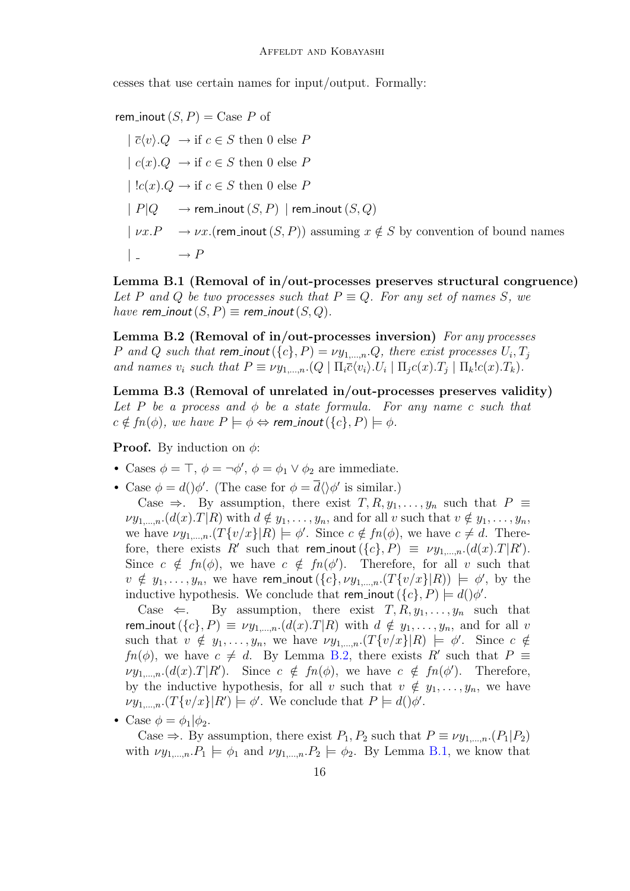cesses that use certain names for input/output. Formally:

$\mathsf{rem\_inout}\,(S, P) = $ Case $P$ of

$\mid \overline{c}\langle v\rangle.Q \;\rightarrow$ if $c \in S$ then 0 else $P$

$\mid c(x).Q \;\rightarrow$ if $c \in S$ then 0 else $P$

$\mid\, !c(x).Q \rightarrow$ if $c \in S$ then 0 else $P$

$\mid P|Q \quad\rightarrow \mathsf{rem\_inout}\,(S, P) \mid \mathsf{rem\_inout}\,(S, Q)$

$\mid \nu x.P \quad\rightarrow \nu x.(\mathsf{rem\_inout}\,(S, P))$ assuming $x \notin S$ by convention of bound names

$\mid \_ \qquad\rightarrow P$

**Lemma B.1 (Removal of in/out-processes preserves structural congruence)** *Let $P$ and $Q$ be two processes such that $P \equiv Q$. For any set of names $S$, we have $\mathsf{rem\_inout}\,(S, P) \equiv \mathsf{rem\_inout}\,(S, Q)$.*

**Lemma B.2 (Removal of in/out-processes inversion)** *For any processes $P$ and $Q$ such that $\mathsf{rem\_inout}\,(\{c\}, P) = \nu y_{1,\ldots,n}.Q$, there exist processes $U_i, T_j$ and names $v_i$ such that $P \equiv \nu y_{1,\ldots,n}.(Q \mid \Pi_i \overline{c}\langle v_i\rangle.U_i \mid \Pi_j c(x).T_j \mid \Pi_k !c(x).T_k)$.*

**Lemma B.3 (Removal of unrelated in/out-processes preserves validity)** *Let $P$ be a process and $\phi$ be a state formula. For any name $c$ such that $c \notin fn(\phi)$, we have $P \models \phi \Leftrightarrow \mathsf{rem\_inout}\,(\{c\}, P) \models \phi$.*

**Proof.** By induction on $\phi$:

- Cases $\phi = \top$, $\phi = \neg\phi'$, $\phi = \phi_1 \vee \phi_2$ are immediate.
- Case $\phi = d()\phi'$. (The case for $\phi = \overline{d}\langle\rangle\phi'$ is similar.)

  Case $\Rightarrow$. By assumption, there exist $T, R, y_1, \ldots, y_n$ such that $P \equiv \nu y_{1,\ldots,n}.(d(x).T|R)$ with $d \notin y_1, \ldots, y_n$, and for all $v$ such that $v \notin y_1, \ldots, y_n$, we have $\nu y_{1,\ldots,n}.(T\{v/x\}|R) \models \phi'$. Since $c \notin fn(\phi)$, we have $c \neq d$. Therefore, there exists $R'$ such that $\mathsf{rem\_inout}\,(\{c\}, P) \equiv \nu y_{1,\ldots,n}.(d(x).T|R')$. Since $c \notin fn(\phi)$, we have $c \notin fn(\phi')$. Therefore, for all $v$ such that $v \notin y_1, \ldots, y_n$, we have $\mathsf{rem\_inout}\,(\{c\}, \nu y_{1,\ldots,n}.(T\{v/x\}|R)) \models \phi'$, by the inductive hypothesis. We conclude that $\mathsf{rem\_inout}\,(\{c\}, P) \models d()\phi'$.

  Case $\Leftarrow$. By assumption, there exist $T, R, y_1, \ldots, y_n$ such that $\mathsf{rem\_inout}\,(\{c\}, P) \equiv \nu y_{1,\ldots,n}.(d(x).T|R)$ with $d \notin y_1, \ldots, y_n$, and for all $v$ such that $v \notin y_1, \ldots, y_n$, we have $\nu y_{1,\ldots,n}.(T\{v/x\}|R) \models \phi'$. Since $c \notin fn(\phi)$, we have $c \neq d$. By Lemma B.2, there exists $R'$ such that $P \equiv \nu y_{1,\ldots,n}.(d(x).T|R')$. Since $c \notin fn(\phi)$, we have $c \notin fn(\phi')$. Therefore, by the inductive hypothesis, for all $v$ such that $v \notin y_1, \ldots, y_n$, we have $\nu y_{1,\ldots,n}.(T\{v/x\}|R') \models \phi'$. We conclude that $P \models d()\phi'$.
- Case $\phi = \phi_1|\phi_2$.

  Case $\Rightarrow$. By assumption, there exist $P_1, P_2$ such that $P \equiv \nu y_{1,\ldots,n}.(P_1|P_2)$ with $\nu y_{1,\ldots,n}.P_1 \models \phi_1$ and $\nu y_{1,\ldots,n}.P_2 \models \phi_2$. By Lemma B.1, we know that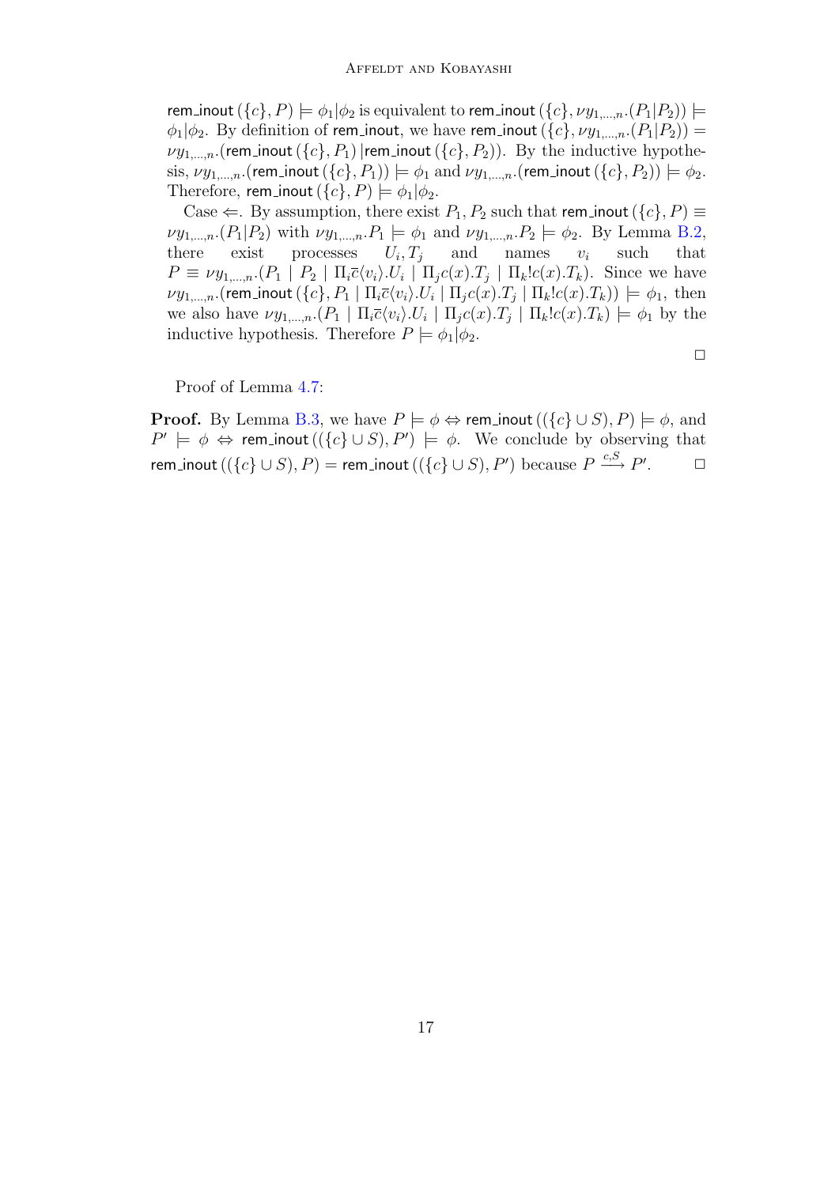$\mathsf{rem\_inout}(\{c\}, P) \models \phi_1|\phi_2$ is equivalent to $\mathsf{rem\_inout}(\{c\}, \nu y_{1,\ldots,n}.(P_1|P_2)) \models \phi_1|\phi_2$. By definition of rem_inout, we have $\mathsf{rem\_inout}(\{c\}, \nu y_{1,\ldots,n}.(P_1|P_2)) = \nu y_{1,\ldots,n}.(\mathsf{rem\_inout}(\{c\}, P_1)\,|\mathsf{rem\_inout}(\{c\}, P_2))$. By the inductive hypothesis, $\nu y_{1,\ldots,n}.(\mathsf{rem\_inout}(\{c\}, P_1)) \models \phi_1$ and $\nu y_{1,\ldots,n}.(\mathsf{rem\_inout}(\{c\}, P_2)) \models \phi_2$. Therefore, $\mathsf{rem\_inout}(\{c\}, P) \models \phi_1|\phi_2$.

Case $\Leftarrow$. By assumption, there exist $P_1, P_2$ such that $\mathsf{rem\_inout}(\{c\}, P) \equiv \nu y_{1,\ldots,n}.(P_1|P_2)$ with $\nu y_{1,\ldots,n}.P_1 \models \phi_1$ and $\nu y_{1,\ldots,n}.P_2 \models \phi_2$. By Lemma B.2, there exist processes $U_i, T_j$ and names $v_i$ such that $P \equiv \nu y_{1,\ldots,n}.(P_1 \mid P_2 \mid \Pi_i \overline{c}\langle v_i \rangle.U_i \mid \Pi_j c(x).T_j \mid \Pi_k !c(x).T_k)$. Since we have $\nu y_{1,\ldots,n}.(\mathsf{rem\_inout}(\{c\}, P_1 \mid \Pi_i \overline{c}\langle v_i \rangle.U_i \mid \Pi_j c(x).T_j \mid \Pi_k !c(x).T_k)) \models \phi_1$, then we also have $\nu y_{1,\ldots,n}.(P_1 \mid \Pi_i \overline{c}\langle v_i \rangle.U_i \mid \Pi_j c(x).T_j \mid \Pi_k !c(x).T_k) \models \phi_1$ by the inductive hypothesis. Therefore $P \models \phi_1|\phi_2$.

□

Proof of Lemma 4.7:

**Proof.** By Lemma B.3, we have $P \models \phi \Leftrightarrow \mathsf{rem\_inout}((\{c\} \cup S), P) \models \phi$, and $P' \models \phi \Leftrightarrow \mathsf{rem\_inout}((\{c\} \cup S), P') \models \phi$. We conclude by observing that $\mathsf{rem\_inout}((\{c\} \cup S), P) = \mathsf{rem\_inout}((\{c\} \cup S), P')$ because $P \xrightarrow{c,S} P'$. □